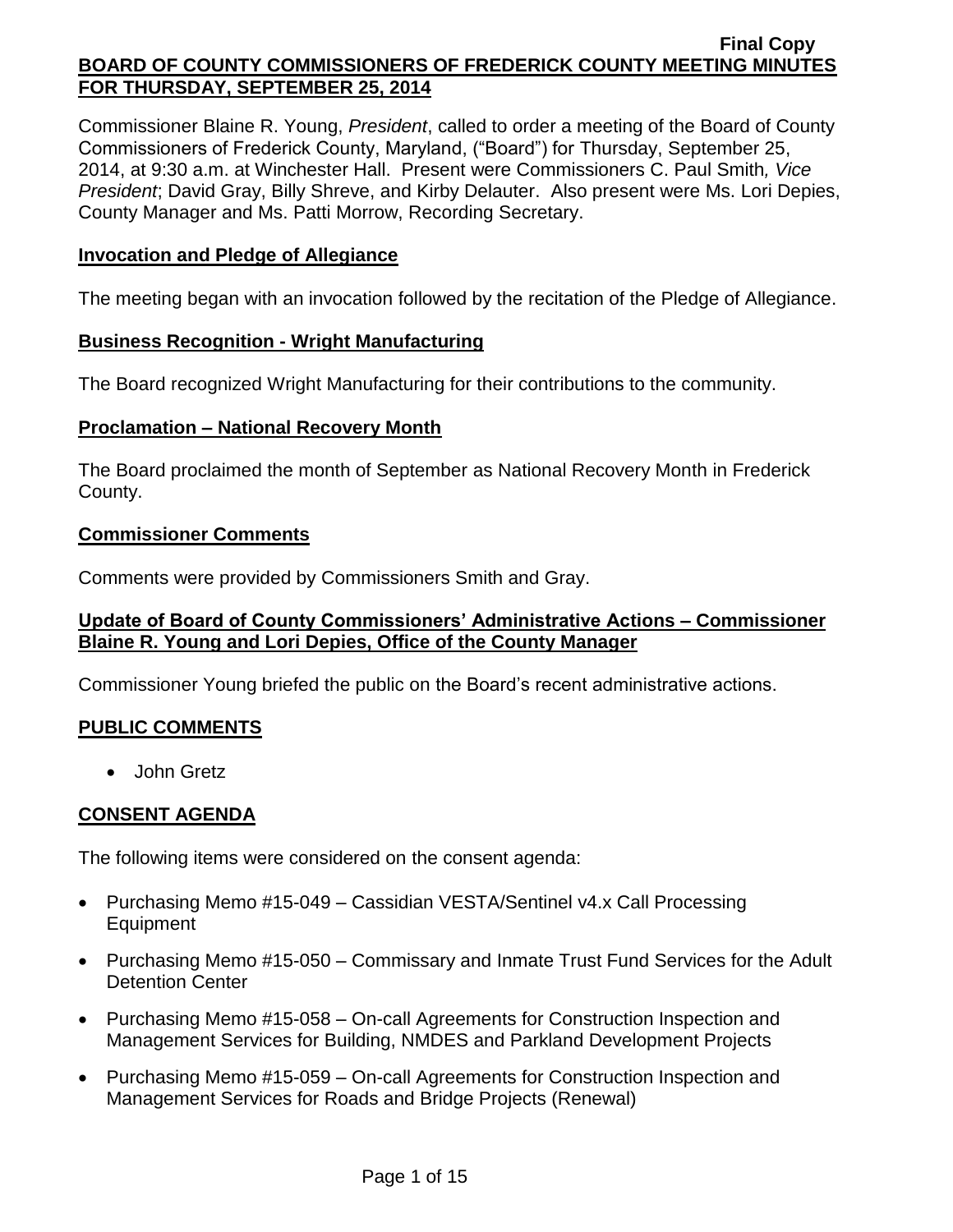Final Copy

# BOARD OF COUNTY COMMISSIONERS OF FREDERICK COUNTY MEETING MINUTES FOR THURSDAY, SEPTEMBER 25, 2014

Commissioner Blaine R. Young, *President*, called to order a meeting of the Board of County Commissioners of Frederick County, Maryland, ("Board") for Thursday, September 25, 2014, at 9:30 a.m. at Winchester Hall. Present were Commissioners C. Paul Smith*, Vice President*; David Gray, Billy Shreve, and Kirby Delauter. Also present were Ms. Lori Depies, County Manager and Ms. Patti Morrow, Recording Secretary.

## Invocation and Pledge of Allegiance

The meeting began with an invocation followed by the recitation of the Pledge of Allegiance.

## Business Recognition - Wright Manufacturing

The Board recognized Wright Manufacturing for their contributions to the community.

## Proclamation – National Recovery Month

The Board proclaimed the month of September as National Recovery Month in Frederick County.

## Commissioner Comments

Comments were provided by Commissioners Smith and Gray.

## Update of Board of County Commissioners' Administrative Actions – Commissioner Blaine R. Young and Lori Depies, Office of the County Manager

Commissioner Young briefed the public on the Board's recent administrative actions.

## PUBLIC COMMENTS

- John Gretz

## CONSENT AGENDA

The following items were considered on the consent agenda:

- Purchasing Memo #15-049 – Cassidian VESTA/Sentinel v4.x Call Processing Equipment
- Purchasing Memo #15-050 – Commissary and Inmate Trust Fund Services for the Adult Detention Center
- Purchasing Memo #15-058 – On-call Agreements for Construction Inspection and Management Services for Building, NMDES and Parkland Development Projects
- Purchasing Memo #15-059 – On-call Agreements for Construction Inspection and Management Services for Roads and Bridge Projects (Renewal)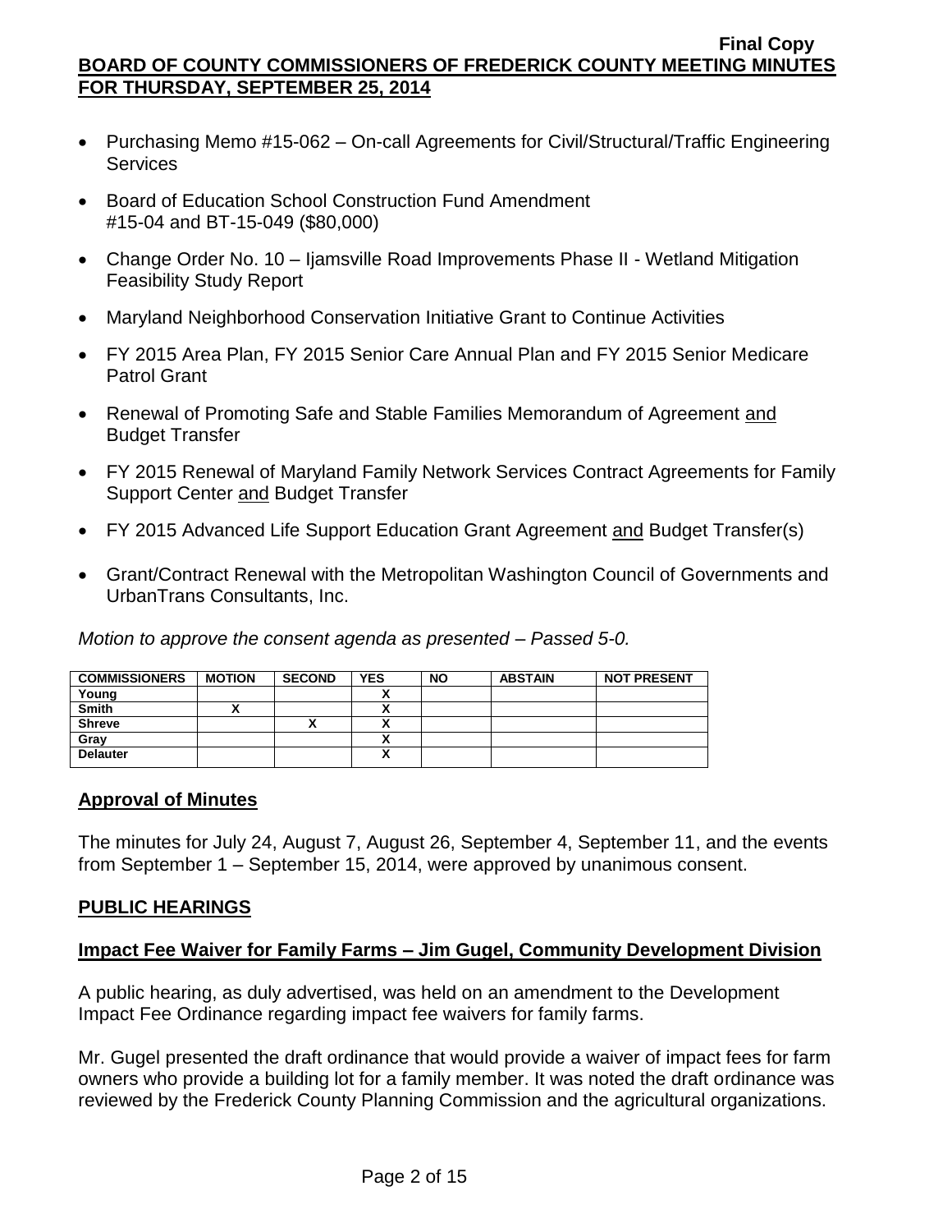- Purchasing Memo #15-062 – On-call Agreements for Civil/Structural/Traffic Engineering Services
- Board of Education School Construction Fund Amendment #15-04 and BT-15-049 ($80,000)
- Change Order No. 10 – Ijamsville Road Improvements Phase II - Wetland Mitigation Feasibility Study Report
- Maryland Neighborhood Conservation Initiative Grant to Continue Activities
- FY 2015 Area Plan, FY 2015 Senior Care Annual Plan and FY 2015 Senior Medicare Patrol Grant
- Renewal of Promoting Safe and Stable Families Memorandum of Agreement and Budget Transfer
- FY 2015 Renewal of Maryland Family Network Services Contract Agreements for Family Support Center and Budget Transfer
- FY 2015 Advanced Life Support Education Grant Agreement and Budget Transfer(s)
- Grant/Contract Renewal with the Metropolitan Washington Council of Governments and UrbanTrans Consultants, Inc.

*Motion to approve the consent agenda as presented – Passed 5-0.*

| COMMISSIONERS | MOTION | SECOND | YES | NO | ABSTAIN | NOT PRESENT |
|---|---|---|---|---|---|---|
| Young | | | X | | | |
| Smith | X | | X | | | |
| Shreve | | X | X | | | |
| Gray | | | X | | | |
| Delauter | | | X | | | |

## Approval of Minutes

The minutes for July 24, August 7, August 26, September 4, September 11, and the events from September 1 – September 15, 2014, were approved by unanimous consent.

## PUBLIC HEARINGS

### Impact Fee Waiver for Family Farms – Jim Gugel, Community Development Division

A public hearing, as duly advertised, was held on an amendment to the Development Impact Fee Ordinance regarding impact fee waivers for family farms.

Mr. Gugel presented the draft ordinance that would provide a waiver of impact fees for farm owners who provide a building lot for a family member. It was noted the draft ordinance was reviewed by the Frederick County Planning Commission and the agricultural organizations.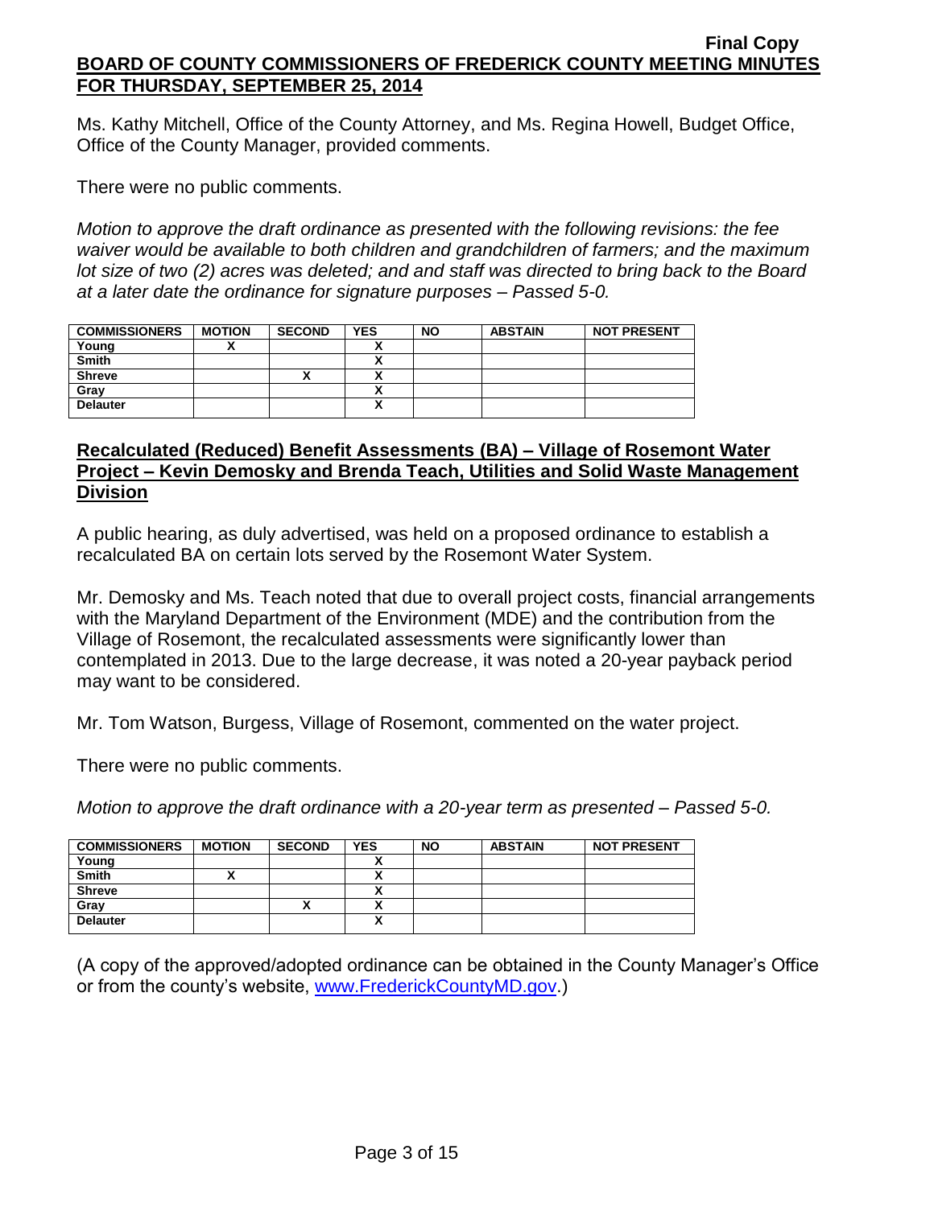Ms. Kathy Mitchell, Office of the County Attorney, and Ms. Regina Howell, Budget Office, Office of the County Manager, provided comments.

There were no public comments.

*Motion to approve the draft ordinance as presented with the following revisions: the fee waiver would be available to both children and grandchildren of farmers; and the maximum lot size of two (2) acres was deleted; and and staff was directed to bring back to the Board at a later date the ordinance for signature purposes – Passed 5-0.*

| COMMISSIONERS | MOTION | SECOND | YES | NO | ABSTAIN | NOT PRESENT |
|---|---|---|---|---|---|---|
| Young | X | | X | | | |
| Smith | | | X | | | |
| Shreve | | X | X | | | |
| Gray | | | X | | | |
| Delauter | | | X | | | |

**Recalculated (Reduced) Benefit Assessments (BA) – Village of Rosemont Water Project – Kevin Demosky and Brenda Teach, Utilities and Solid Waste Management Division**

A public hearing, as duly advertised, was held on a proposed ordinance to establish a recalculated BA on certain lots served by the Rosemont Water System.

Mr. Demosky and Ms. Teach noted that due to overall project costs, financial arrangements with the Maryland Department of the Environment (MDE) and the contribution from the Village of Rosemont, the recalculated assessments were significantly lower than contemplated in 2013. Due to the large decrease, it was noted a 20-year payback period may want to be considered.

Mr. Tom Watson, Burgess, Village of Rosemont, commented on the water project.

There were no public comments.

*Motion to approve the draft ordinance with a 20-year term as presented – Passed 5-0.*

| COMMISSIONERS | MOTION | SECOND | YES | NO | ABSTAIN | NOT PRESENT |
|---|---|---|---|---|---|---|
| Young | | | X | | | |
| Smith | X | | X | | | |
| Shreve | | | X | | | |
| Gray | | X | X | | | |
| Delauter | | | X | | | |

(A copy of the approved/adopted ordinance can be obtained in the County Manager's Office or from the county's website, www.FrederickCountyMD.gov.)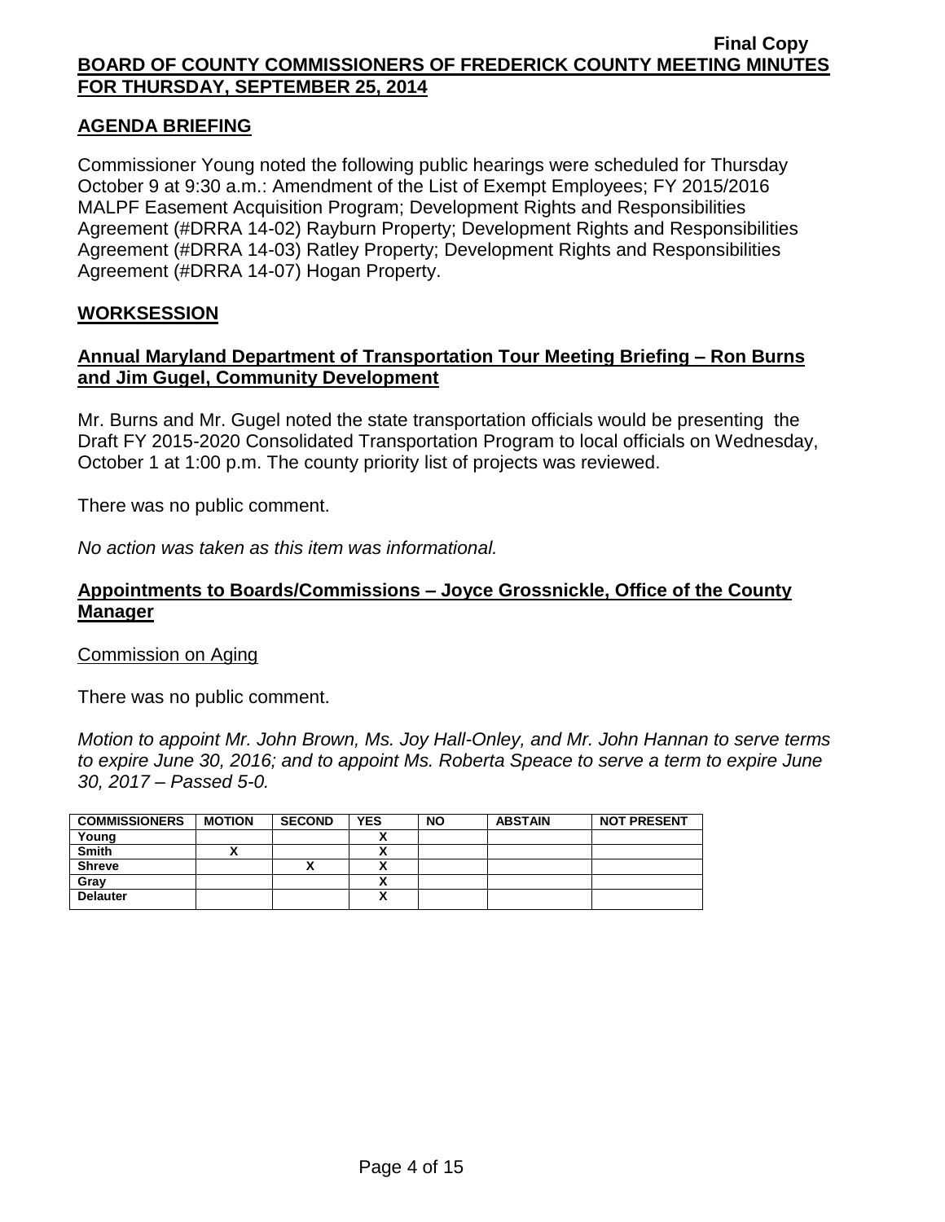## AGENDA BRIEFING

Commissioner Young noted the following public hearings were scheduled for Thursday October 9 at 9:30 a.m.: Amendment of the List of Exempt Employees; FY 2015/2016 MALPF Easement Acquisition Program; Development Rights and Responsibilities Agreement (#DRRA 14-02) Rayburn Property; Development Rights and Responsibilities Agreement (#DRRA 14-03) Ratley Property; Development Rights and Responsibilities Agreement (#DRRA 14-07) Hogan Property.

## WORKSESSION

### Annual Maryland Department of Transportation Tour Meeting Briefing – Ron Burns and Jim Gugel, Community Development

Mr. Burns and Mr. Gugel noted the state transportation officials would be presenting the Draft FY 2015-2020 Consolidated Transportation Program to local officials on Wednesday, October 1 at 1:00 p.m. The county priority list of projects was reviewed.

There was no public comment.

*No action was taken as this item was informational.*

### Appointments to Boards/Commissions – Joyce Grossnickle, Office of the County Manager

Commission on Aging

There was no public comment.

*Motion to appoint Mr. John Brown, Ms. Joy Hall-Onley, and Mr. John Hannan to serve terms to expire June 30, 2016; and to appoint Ms. Roberta Speace to serve a term to expire June 30, 2017 – Passed 5-0.*

| COMMISSIONERS | MOTION | SECOND | YES | NO | ABSTAIN | NOT PRESENT |
|---|---|---|---|---|---|---|
| Young | | | X | | | |
| Smith | X | | X | | | |
| Shreve | | X | X | | | |
| Gray | | | X | | | |
| Delauter | | | X | | | |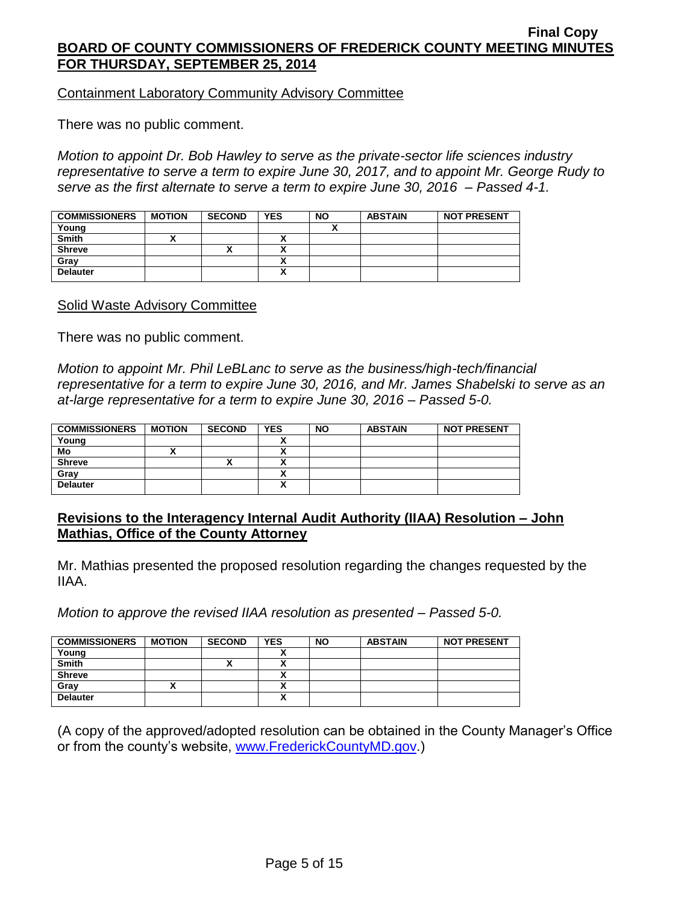Containment Laboratory Community Advisory Committee

There was no public comment.

*Motion to appoint Dr. Bob Hawley to serve as the private-sector life sciences industry representative to serve a term to expire June 30, 2017, and to appoint Mr. George Rudy to serve as the first alternate to serve a term to expire June 30, 2016 – Passed 4-1.*

| COMMISSIONERS | MOTION | SECOND | YES | NO | ABSTAIN | NOT PRESENT |
|---|---|---|---|---|---|---|
| Young | | | | X | | |
| Smith | X | | X | | | |
| Shreve | | X | X | | | |
| Gray | | | X | | | |
| Delauter | | | X | | | |

Solid Waste Advisory Committee

There was no public comment.

*Motion to appoint Mr. Phil LeBLanc to serve as the business/high-tech/financial representative for a term to expire June 30, 2016, and Mr. James Shabelski to serve as an at-large representative for a term to expire June 30, 2016 – Passed 5-0.*

| COMMISSIONERS | MOTION | SECOND | YES | NO | ABSTAIN | NOT PRESENT |
|---|---|---|---|---|---|---|
| Young | | | X | | | |
| Mo | X | | X | | | |
| Shreve | | X | X | | | |
| Gray | | | X | | | |
| Delauter | | | X | | | |

**Revisions to the Interagency Internal Audit Authority (IIAA) Resolution – John Mathias, Office of the County Attorney**

Mr. Mathias presented the proposed resolution regarding the changes requested by the IIAA.

*Motion to approve the revised IIAA resolution as presented – Passed 5-0.*

| COMMISSIONERS | MOTION | SECOND | YES | NO | ABSTAIN | NOT PRESENT |
|---|---|---|---|---|---|---|
| Young | | | X | | | |
| Smith | | X | X | | | |
| Shreve | | | X | | | |
| Gray | X | | X | | | |
| Delauter | | | X | | | |

(A copy of the approved/adopted resolution can be obtained in the County Manager's Office or from the county's website, www.FrederickCountyMD.gov.)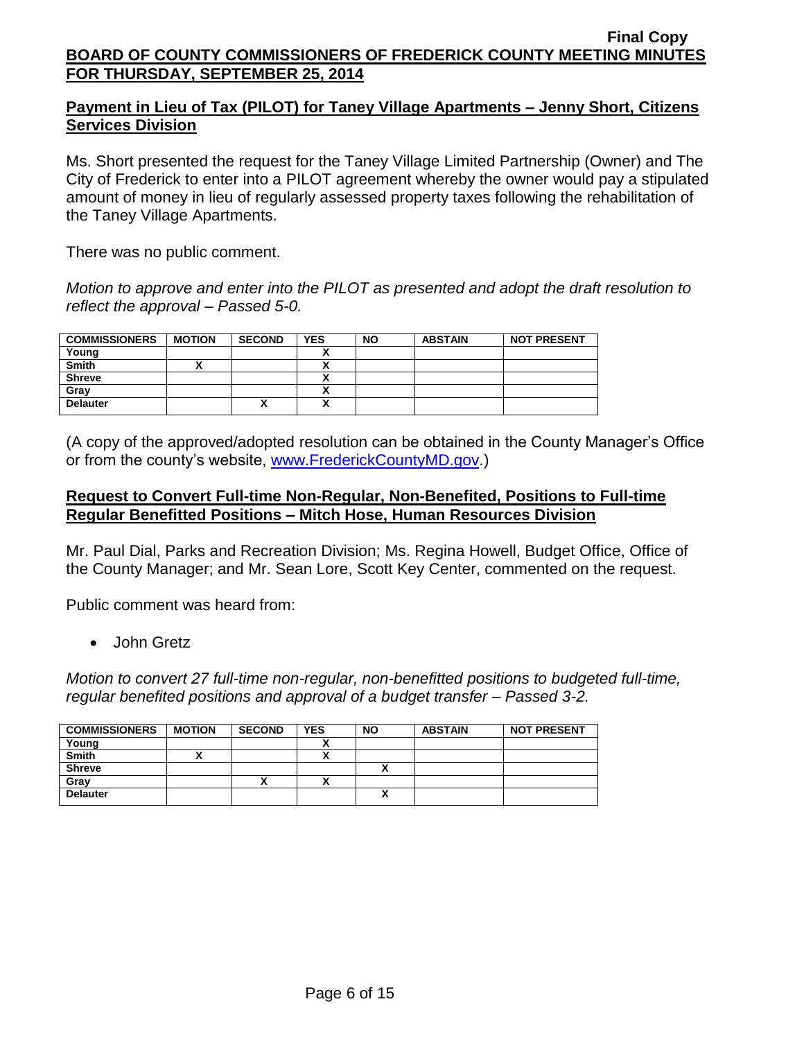**Final Copy**

**BOARD OF COUNTY COMMISSIONERS OF FREDERICK COUNTY MEETING MINUTES FOR THURSDAY, SEPTEMBER 25, 2014**

## Payment in Lieu of Tax (PILOT) for Taney Village Apartments – Jenny Short, Citizens Services Division

Ms. Short presented the request for the Taney Village Limited Partnership (Owner) and The City of Frederick to enter into a PILOT agreement whereby the owner would pay a stipulated amount of money in lieu of regularly assessed property taxes following the rehabilitation of the Taney Village Apartments.

There was no public comment.

*Motion to approve and enter into the PILOT as presented and adopt the draft resolution to reflect the approval – Passed 5-0.*

| COMMISSIONERS | MOTION | SECOND | YES | NO | ABSTAIN | NOT PRESENT |
|---|---|---|---|---|---|---|
| Young | | | X | | | |
| Smith | X | | X | | | |
| Shreve | | | X | | | |
| Gray | | | X | | | |
| Delauter | | X | X | | | |

(A copy of the approved/adopted resolution can be obtained in the County Manager's Office or from the county's website, www.FrederickCountyMD.gov.)

## Request to Convert Full-time Non-Regular, Non-Benefited, Positions to Full-time Regular Benefitted Positions – Mitch Hose, Human Resources Division

Mr. Paul Dial, Parks and Recreation Division; Ms. Regina Howell, Budget Office, Office of the County Manager; and Mr. Sean Lore, Scott Key Center, commented on the request.

Public comment was heard from:

- John Gretz

*Motion to convert 27 full-time non-regular, non-benefitted positions to budgeted full-time, regular benefited positions and approval of a budget transfer – Passed 3-2.*

| COMMISSIONERS | MOTION | SECOND | YES | NO | ABSTAIN | NOT PRESENT |
|---|---|---|---|---|---|---|
| Young | | | X | | | |
| Smith | X | | X | | | |
| Shreve | | | | X | | |
| Gray | | X | X | | | |
| Delauter | | | | X | | |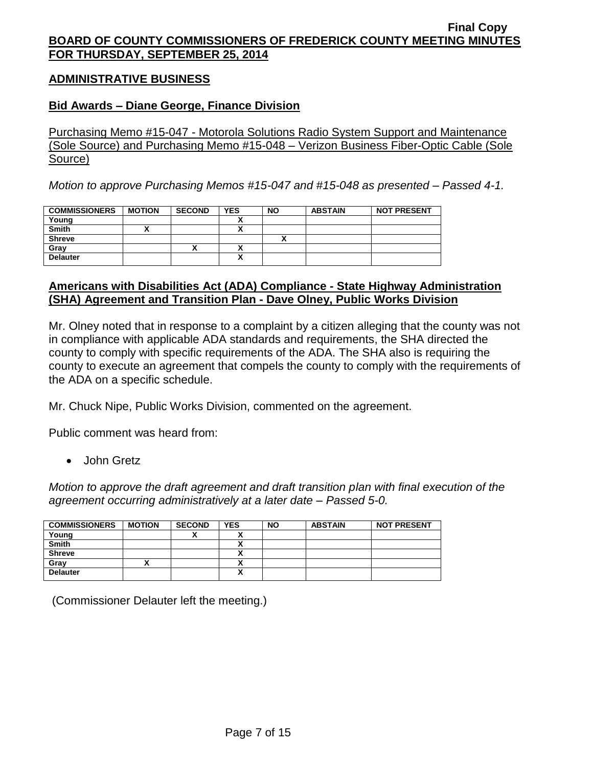## ADMINISTRATIVE BUSINESS

### Bid Awards – Diane George, Finance Division

Purchasing Memo #15-047 - Motorola Solutions Radio System Support and Maintenance (Sole Source) and Purchasing Memo #15-048 – Verizon Business Fiber-Optic Cable (Sole Source)

*Motion to approve Purchasing Memos #15-047 and #15-048 as presented – Passed 4-1.*

| COMMISSIONERS | MOTION | SECOND | YES | NO | ABSTAIN | NOT PRESENT |
|---|---|---|---|---|---|---|
| Young | | | X | | | |
| Smith | X | | X | | | |
| Shreve | | | | X | | |
| Gray | | X | X | | | |
| Delauter | | | X | | | |

### Americans with Disabilities Act (ADA) Compliance - State Highway Administration (SHA) Agreement and Transition Plan - Dave Olney, Public Works Division

Mr. Olney noted that in response to a complaint by a citizen alleging that the county was not in compliance with applicable ADA standards and requirements, the SHA directed the county to comply with specific requirements of the ADA. The SHA also is requiring the county to execute an agreement that compels the county to comply with the requirements of the ADA on a specific schedule.

Mr. Chuck Nipe, Public Works Division, commented on the agreement.

Public comment was heard from:

- John Gretz

*Motion to approve the draft agreement and draft transition plan with final execution of the agreement occurring administratively at a later date – Passed 5-0.*

| COMMISSIONERS | MOTION | SECOND | YES | NO | ABSTAIN | NOT PRESENT |
|---|---|---|---|---|---|---|
| Young | | X | X | | | |
| Smith | | | X | | | |
| Shreve | | | X | | | |
| Gray | X | | X | | | |
| Delauter | | | X | | | |

(Commissioner Delauter left the meeting.)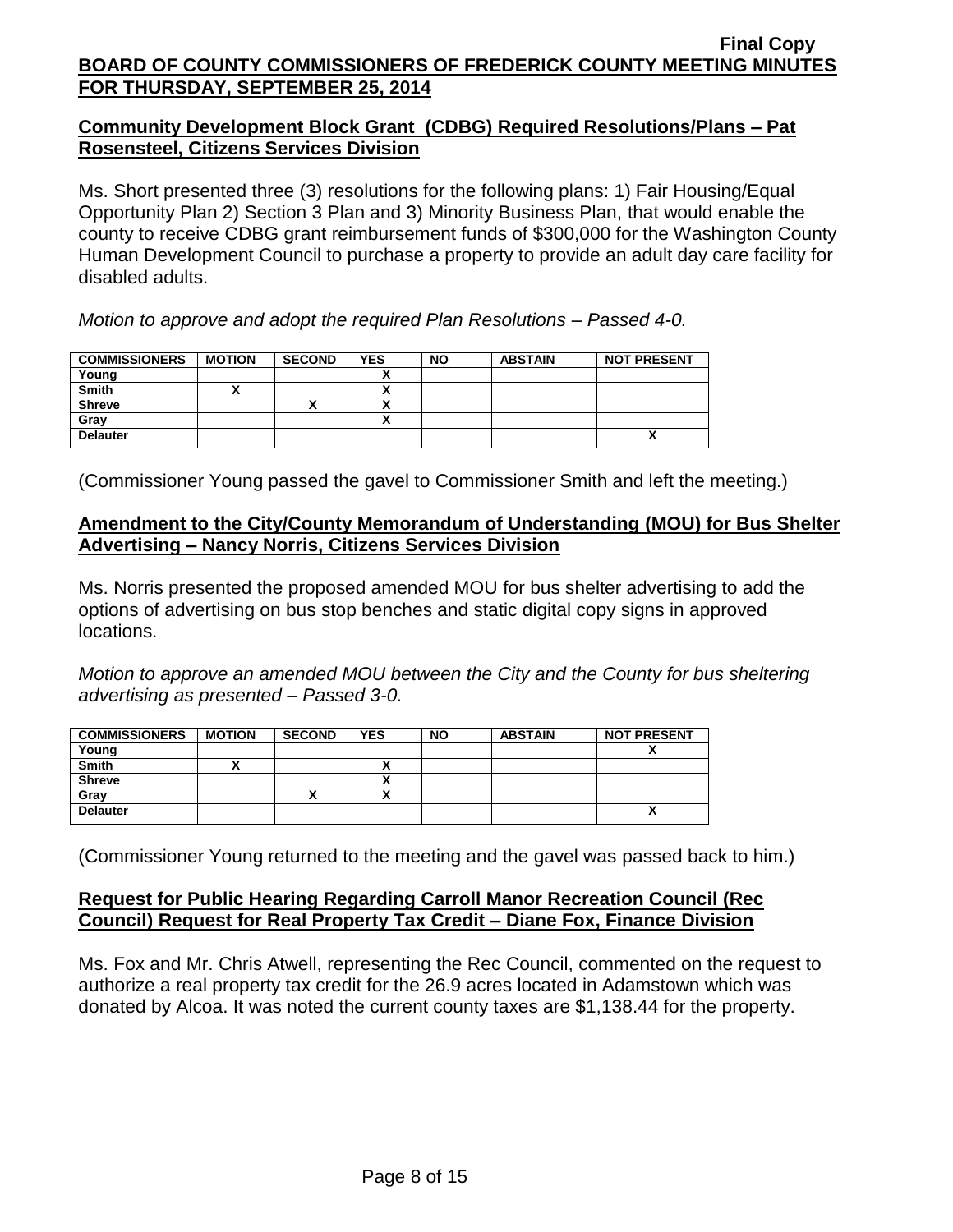**Final Copy**

**BOARD OF COUNTY COMMISSIONERS OF FREDERICK COUNTY MEETING MINUTES FOR THURSDAY, SEPTEMBER 25, 2014**

**Community Development Block Grant (CDBG) Required Resolutions/Plans – Pat Rosensteel, Citizens Services Division**

Ms. Short presented three (3) resolutions for the following plans: 1) Fair Housing/Equal Opportunity Plan 2) Section 3 Plan and 3) Minority Business Plan, that would enable the county to receive CDBG grant reimbursement funds of $300,000 for the Washington County Human Development Council to purchase a property to provide an adult day care facility for disabled adults.

*Motion to approve and adopt the required Plan Resolutions – Passed 4-0.*

| COMMISSIONERS | MOTION | SECOND | YES | NO | ABSTAIN | NOT PRESENT |
|---|---|---|---|---|---|---|
| Young | | | X | | | |
| Smith | X | | X | | | |
| Shreve | | X | X | | | |
| Gray | | | X | | | |
| Delauter | | | | | | X |

(Commissioner Young passed the gavel to Commissioner Smith and left the meeting.)

**Amendment to the City/County Memorandum of Understanding (MOU) for Bus Shelter Advertising – Nancy Norris, Citizens Services Division**

Ms. Norris presented the proposed amended MOU for bus shelter advertising to add the options of advertising on bus stop benches and static digital copy signs in approved locations.

*Motion to approve an amended MOU between the City and the County for bus sheltering advertising as presented – Passed 3-0.*

| COMMISSIONERS | MOTION | SECOND | YES | NO | ABSTAIN | NOT PRESENT |
|---|---|---|---|---|---|---|
| Young | | | | | | X |
| Smith | X | | X | | | |
| Shreve | | | X | | | |
| Gray | | X | X | | | |
| Delauter | | | | | | X |

(Commissioner Young returned to the meeting and the gavel was passed back to him.)

**Request for Public Hearing Regarding Carroll Manor Recreation Council (Rec Council) Request for Real Property Tax Credit – Diane Fox, Finance Division**

Ms. Fox and Mr. Chris Atwell, representing the Rec Council, commented on the request to authorize a real property tax credit for the 26.9 acres located in Adamstown which was donated by Alcoa. It was noted the current county taxes are $1,138.44 for the property.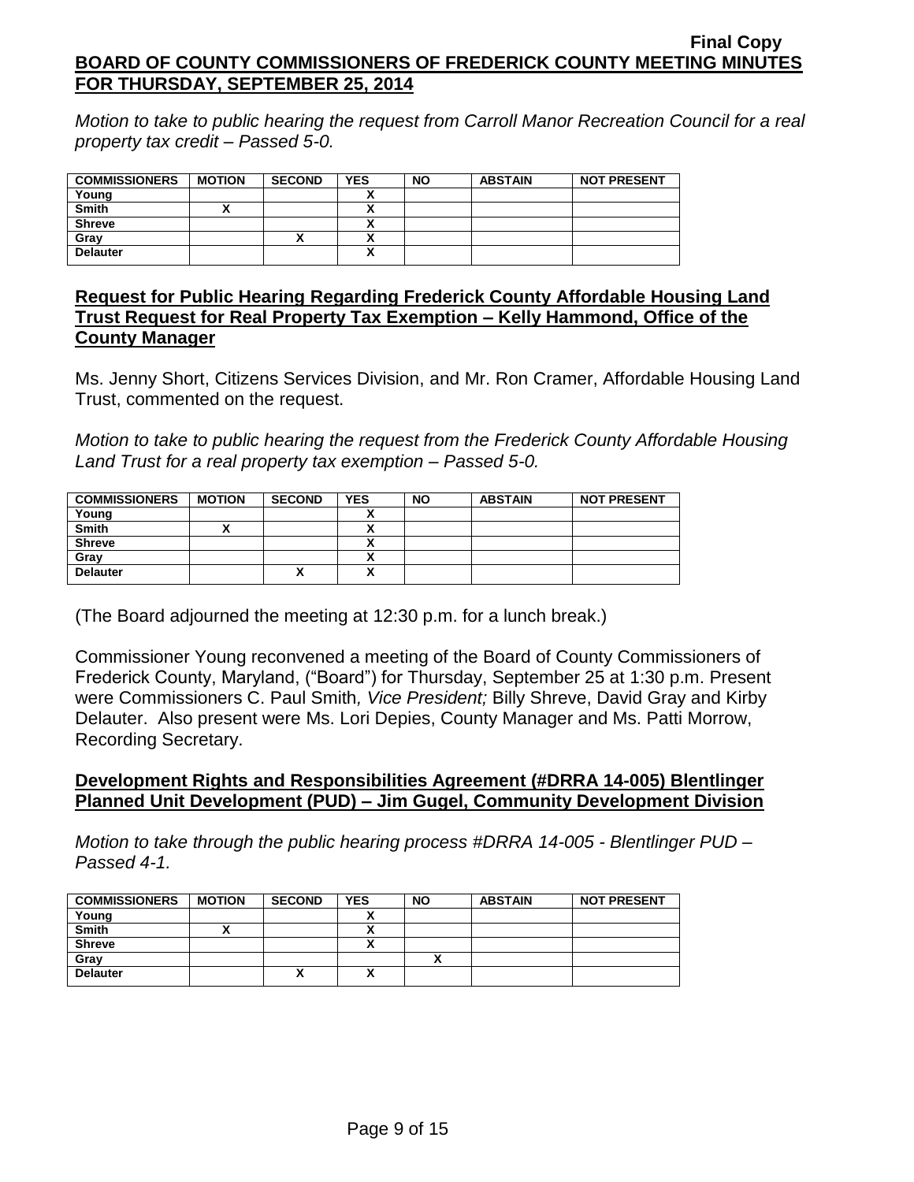Final Copy

**BOARD OF COUNTY COMMISSIONERS OF FREDERICK COUNTY MEETING MINUTES FOR THURSDAY, SEPTEMBER 25, 2014**

*Motion to take to public hearing the request from Carroll Manor Recreation Council for a real property tax credit – Passed 5-0.*

| COMMISSIONERS | MOTION | SECOND | YES | NO | ABSTAIN | NOT PRESENT |
|---|---|---|---|---|---|---|
| Young | | | X | | | |
| Smith | X | | X | | | |
| Shreve | | | X | | | |
| Gray | | X | X | | | |
| Delauter | | | X | | | |

**Request for Public Hearing Regarding Frederick County Affordable Housing Land Trust Request for Real Property Tax Exemption – Kelly Hammond, Office of the County Manager**

Ms. Jenny Short, Citizens Services Division, and Mr. Ron Cramer, Affordable Housing Land Trust, commented on the request.

*Motion to take to public hearing the request from the Frederick County Affordable Housing Land Trust for a real property tax exemption – Passed 5-0.*

| COMMISSIONERS | MOTION | SECOND | YES | NO | ABSTAIN | NOT PRESENT |
|---|---|---|---|---|---|---|
| Young | | | X | | | |
| Smith | X | | X | | | |
| Shreve | | | X | | | |
| Gray | | | X | | | |
| Delauter | | X | X | | | |

(The Board adjourned the meeting at 12:30 p.m. for a lunch break.)

Commissioner Young reconvened a meeting of the Board of County Commissioners of Frederick County, Maryland, ("Board") for Thursday, September 25 at 1:30 p.m. Present were Commissioners C. Paul Smith*, Vice President;* Billy Shreve, David Gray and Kirby Delauter. Also present were Ms. Lori Depies, County Manager and Ms. Patti Morrow, Recording Secretary.

**Development Rights and Responsibilities Agreement (#DRRA 14-005) Blentlinger Planned Unit Development (PUD) – Jim Gugel, Community Development Division**

*Motion to take through the public hearing process #DRRA 14-005 - Blentlinger PUD – Passed 4-1.*

| COMMISSIONERS | MOTION | SECOND | YES | NO | ABSTAIN | NOT PRESENT |
|---|---|---|---|---|---|---|
| Young | | | X | | | |
| Smith | X | | X | | | |
| Shreve | | | X | | | |
| Gray | | | | X | | |
| Delauter | | X | X | | | |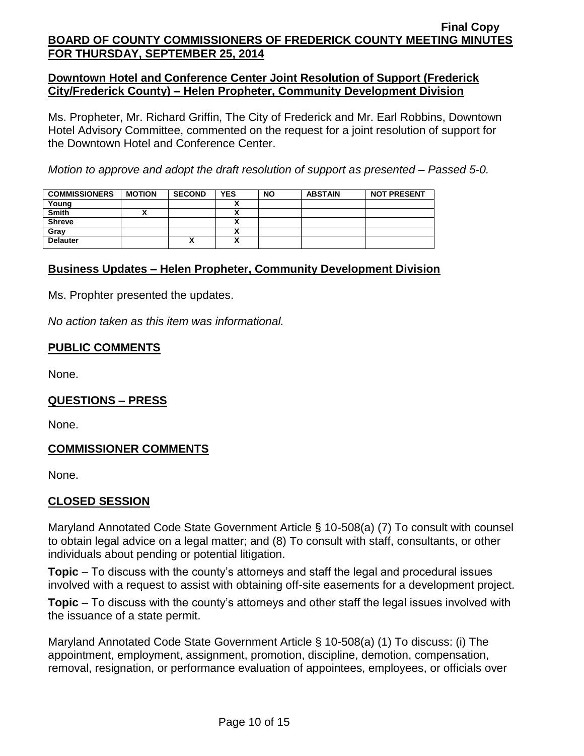## Downtown Hotel and Conference Center Joint Resolution of Support (Frederick City/Frederick County) – Helen Propheter, Community Development Division

Ms. Propheter, Mr. Richard Griffin, The City of Frederick and Mr. Earl Robbins, Downtown Hotel Advisory Committee, commented on the request for a joint resolution of support for the Downtown Hotel and Conference Center.

*Motion to approve and adopt the draft resolution of support as presented – Passed 5-0.*

| COMMISSIONERS | MOTION | SECOND | YES | NO | ABSTAIN | NOT PRESENT |
|---|---|---|---|---|---|---|
| Young | | | X | | | |
| Smith | X | | X | | | |
| Shreve | | | X | | | |
| Gray | | | X | | | |
| Delauter | | X | X | | | |

## Business Updates – Helen Propheter, Community Development Division

Ms. Prophter presented the updates.

*No action taken as this item was informational.*

## PUBLIC COMMENTS

None.

## QUESTIONS – PRESS

None.

## COMMISSIONER COMMENTS

None.

## CLOSED SESSION

Maryland Annotated Code State Government Article § 10-508(a) (7) To consult with counsel to obtain legal advice on a legal matter; and (8) To consult with staff, consultants, or other individuals about pending or potential litigation.

**Topic** – To discuss with the county's attorneys and staff the legal and procedural issues involved with a request to assist with obtaining off-site easements for a development project.

**Topic** – To discuss with the county's attorneys and other staff the legal issues involved with the issuance of a state permit.

Maryland Annotated Code State Government Article § 10-508(a) (1) To discuss: (i) The appointment, employment, assignment, promotion, discipline, demotion, compensation, removal, resignation, or performance evaluation of appointees, employees, or officials over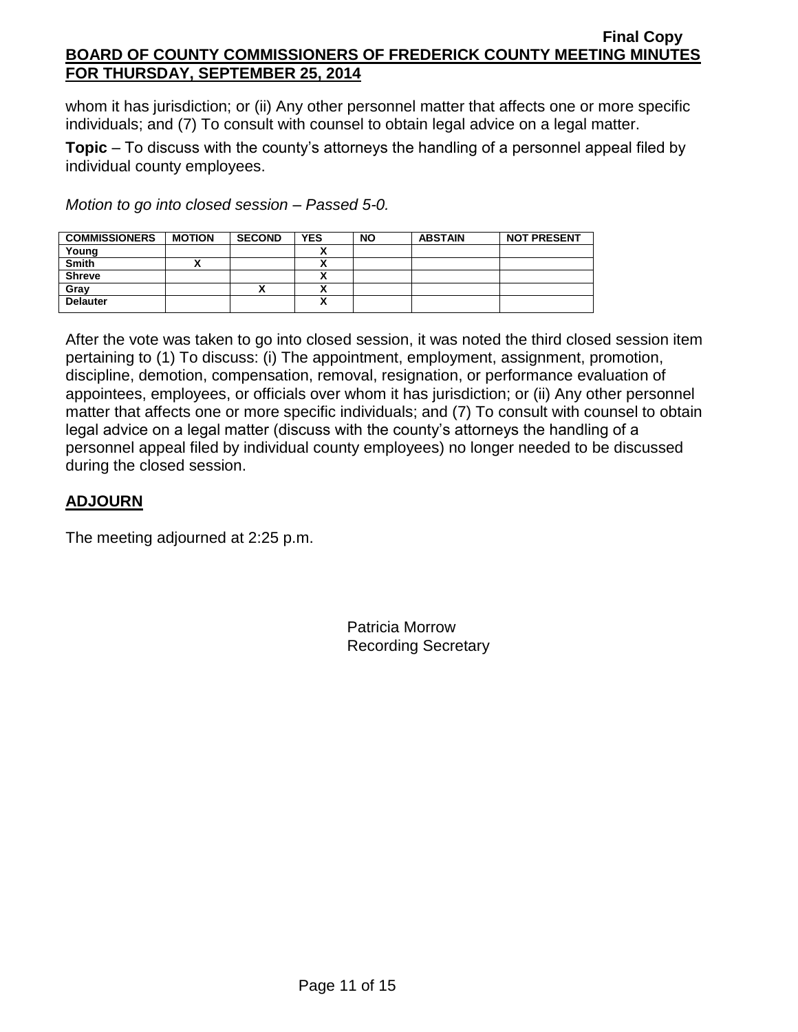whom it has jurisdiction; or (ii) Any other personnel matter that affects one or more specific individuals; and (7) To consult with counsel to obtain legal advice on a legal matter.

**Topic** – To discuss with the county's attorneys the handling of a personnel appeal filed by individual county employees.

*Motion to go into closed session – Passed 5-0.*

| COMMISSIONERS | MOTION | SECOND | YES | NO | ABSTAIN | NOT PRESENT |
|---|---|---|---|---|---|---|
| Young | | | X | | | |
| Smith | X | | X | | | |
| Shreve | | | X | | | |
| Gray | | X | X | | | |
| Delauter | | | X | | | |

After the vote was taken to go into closed session, it was noted the third closed session item pertaining to (1) To discuss: (i) The appointment, employment, assignment, promotion, discipline, demotion, compensation, removal, resignation, or performance evaluation of appointees, employees, or officials over whom it has jurisdiction; or (ii) Any other personnel matter that affects one or more specific individuals; and (7) To consult with counsel to obtain legal advice on a legal matter (discuss with the county's attorneys the handling of a personnel appeal filed by individual county employees) no longer needed to be discussed during the closed session.

## ADJOURN

The meeting adjourned at 2:25 p.m.

Patricia Morrow
Recording Secretary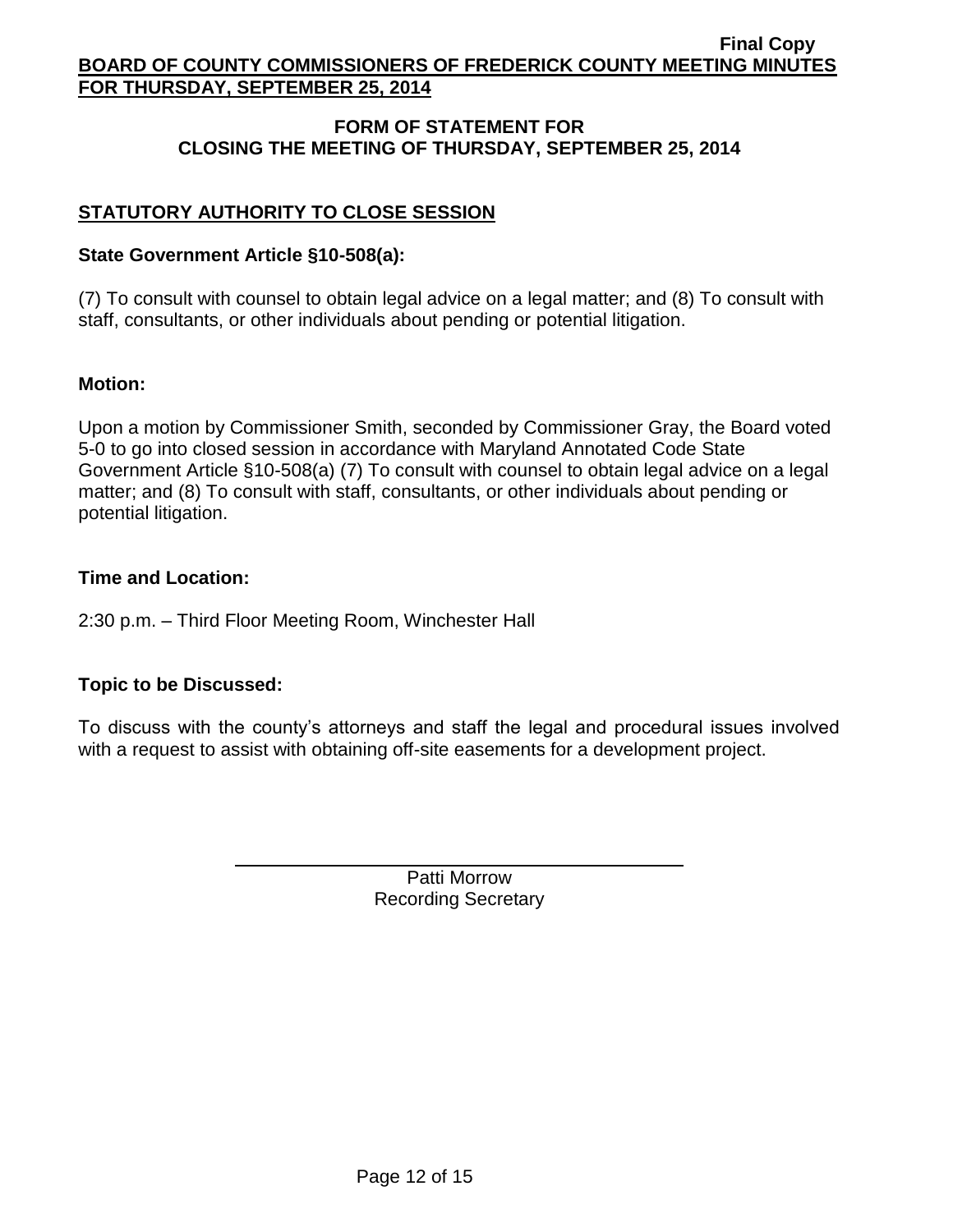## FORM OF STATEMENT FOR CLOSING THE MEETING OF THURSDAY, SEPTEMBER 25, 2014

### STATUTORY AUTHORITY TO CLOSE SESSION

**State Government Article §10-508(a):**

(7) To consult with counsel to obtain legal advice on a legal matter; and (8) To consult with staff, consultants, or other individuals about pending or potential litigation.

**Motion:**

Upon a motion by Commissioner Smith, seconded by Commissioner Gray, the Board voted 5-0 to go into closed session in accordance with Maryland Annotated Code State Government Article §10-508(a) (7) To consult with counsel to obtain legal advice on a legal matter; and (8) To consult with staff, consultants, or other individuals about pending or potential litigation.

**Time and Location:**

2:30 p.m. – Third Floor Meeting Room, Winchester Hall

**Topic to be Discussed:**

To discuss with the county's attorneys and staff the legal and procedural issues involved with a request to assist with obtaining off-site easements for a development project.

Patti Morrow
Recording Secretary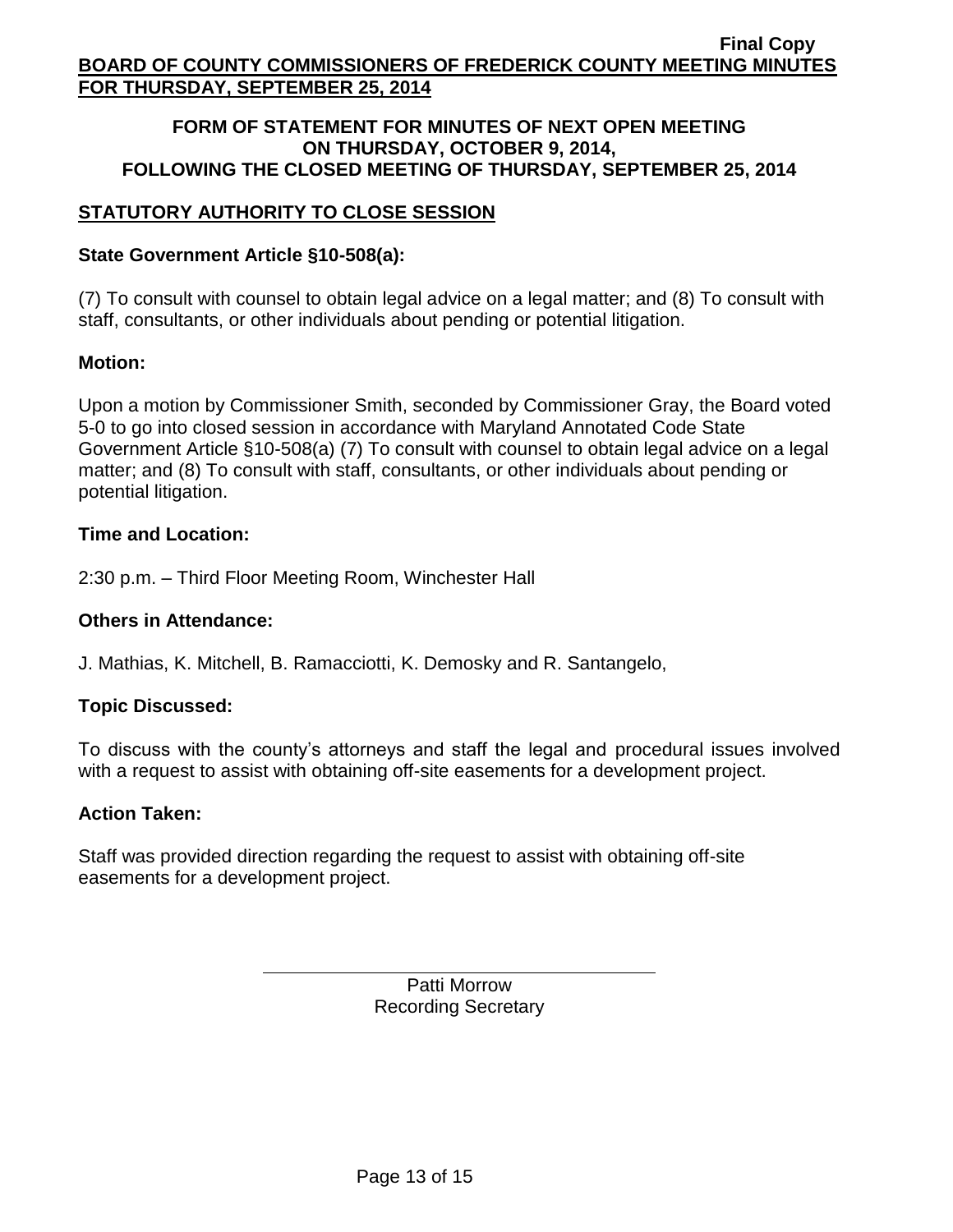**Final Copy**

**BOARD OF COUNTY COMMISSIONERS OF FREDERICK COUNTY MEETING MINUTES FOR THURSDAY, SEPTEMBER 25, 2014**

**FORM OF STATEMENT FOR MINUTES OF NEXT OPEN MEETING ON THURSDAY, OCTOBER 9, 2014, FOLLOWING THE CLOSED MEETING OF THURSDAY, SEPTEMBER 25, 2014**

## STATUTORY AUTHORITY TO CLOSE SESSION

### State Government Article §10-508(a):

(7) To consult with counsel to obtain legal advice on a legal matter; and (8) To consult with staff, consultants, or other individuals about pending or potential litigation.

### Motion:

Upon a motion by Commissioner Smith, seconded by Commissioner Gray, the Board voted 5-0 to go into closed session in accordance with Maryland Annotated Code State Government Article §10-508(a) (7) To consult with counsel to obtain legal advice on a legal matter; and (8) To consult with staff, consultants, or other individuals about pending or potential litigation.

### Time and Location:

2:30 p.m. – Third Floor Meeting Room, Winchester Hall

### Others in Attendance:

J. Mathias, K. Mitchell, B. Ramacciotti, K. Demosky and R. Santangelo,

### Topic Discussed:

To discuss with the county's attorneys and staff the legal and procedural issues involved with a request to assist with obtaining off-site easements for a development project.

### Action Taken:

Staff was provided direction regarding the request to assist with obtaining off-site easements for a development project.

Patti Morrow
Recording Secretary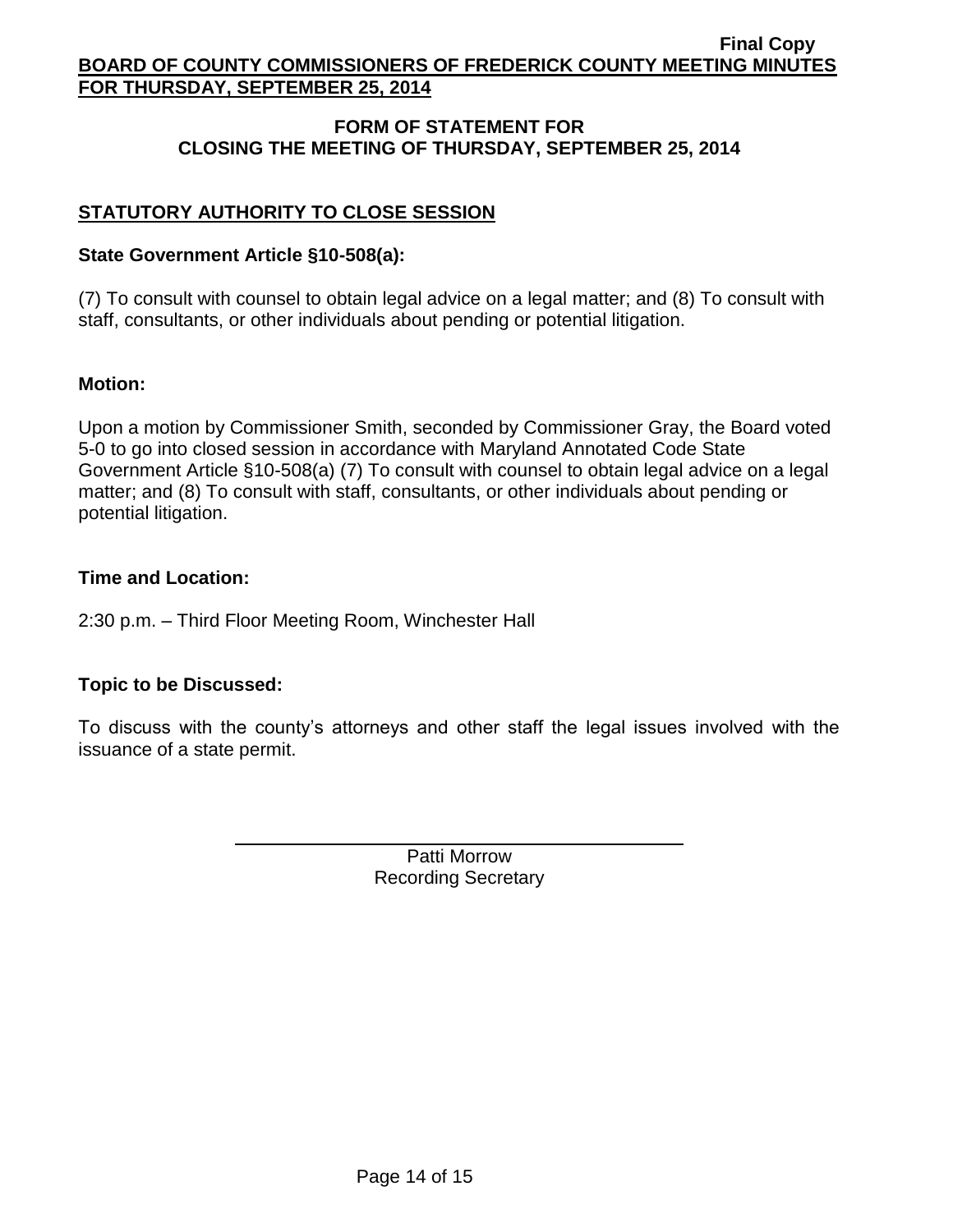**Final Copy**

**BOARD OF COUNTY COMMISSIONERS OF FREDERICK COUNTY MEETING MINUTES FOR THURSDAY, SEPTEMBER 25, 2014**

## FORM OF STATEMENT FOR CLOSING THE MEETING OF THURSDAY, SEPTEMBER 25, 2014

### STATUTORY AUTHORITY TO CLOSE SESSION

**State Government Article §10-508(a):**

(7) To consult with counsel to obtain legal advice on a legal matter; and (8) To consult with staff, consultants, or other individuals about pending or potential litigation.

**Motion:**

Upon a motion by Commissioner Smith, seconded by Commissioner Gray, the Board voted 5-0 to go into closed session in accordance with Maryland Annotated Code State Government Article §10-508(a) (7) To consult with counsel to obtain legal advice on a legal matter; and (8) To consult with staff, consultants, or other individuals about pending or potential litigation.

**Time and Location:**

2:30 p.m. – Third Floor Meeting Room, Winchester Hall

**Topic to be Discussed:**

To discuss with the county's attorneys and other staff the legal issues involved with the issuance of a state permit.

Patti Morrow
Recording Secretary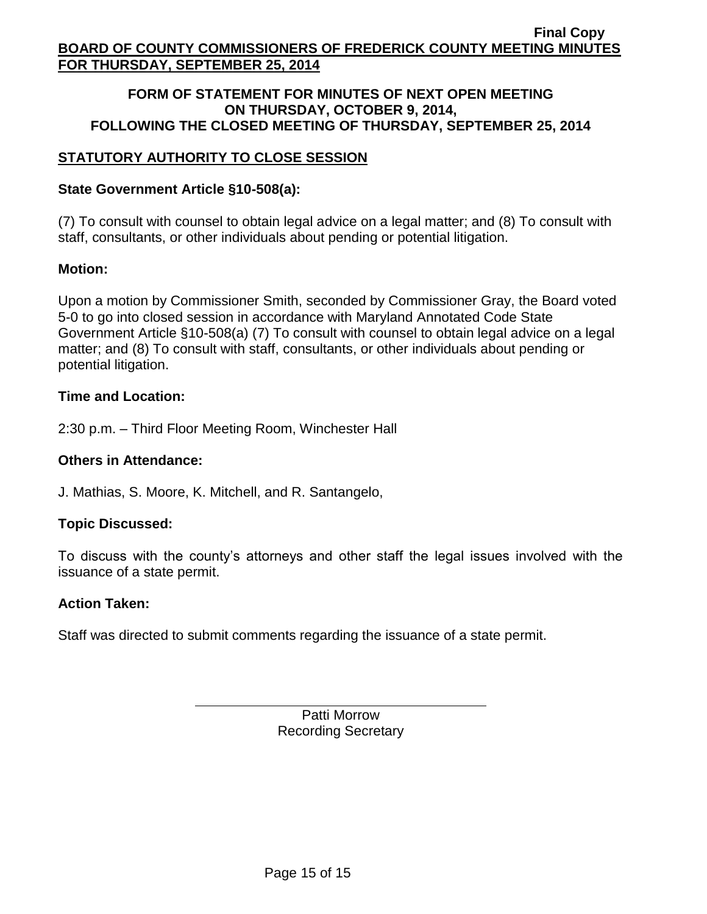**FORM OF STATEMENT FOR MINUTES OF NEXT OPEN MEETING ON THURSDAY, OCTOBER 9, 2014, FOLLOWING THE CLOSED MEETING OF THURSDAY, SEPTEMBER 25, 2014**

## STATUTORY AUTHORITY TO CLOSE SESSION

**State Government Article §10-508(a):**

(7) To consult with counsel to obtain legal advice on a legal matter; and (8) To consult with staff, consultants, or other individuals about pending or potential litigation.

**Motion:**

Upon a motion by Commissioner Smith, seconded by Commissioner Gray, the Board voted 5-0 to go into closed session in accordance with Maryland Annotated Code State Government Article §10-508(a) (7) To consult with counsel to obtain legal advice on a legal matter; and (8) To consult with staff, consultants, or other individuals about pending or potential litigation.

**Time and Location:**

2:30 p.m. – Third Floor Meeting Room, Winchester Hall

**Others in Attendance:**

J. Mathias, S. Moore, K. Mitchell, and R. Santangelo,

**Topic Discussed:**

To discuss with the county's attorneys and other staff the legal issues involved with the issuance of a state permit.

**Action Taken:**

Staff was directed to submit comments regarding the issuance of a state permit.

Patti Morrow
Recording Secretary